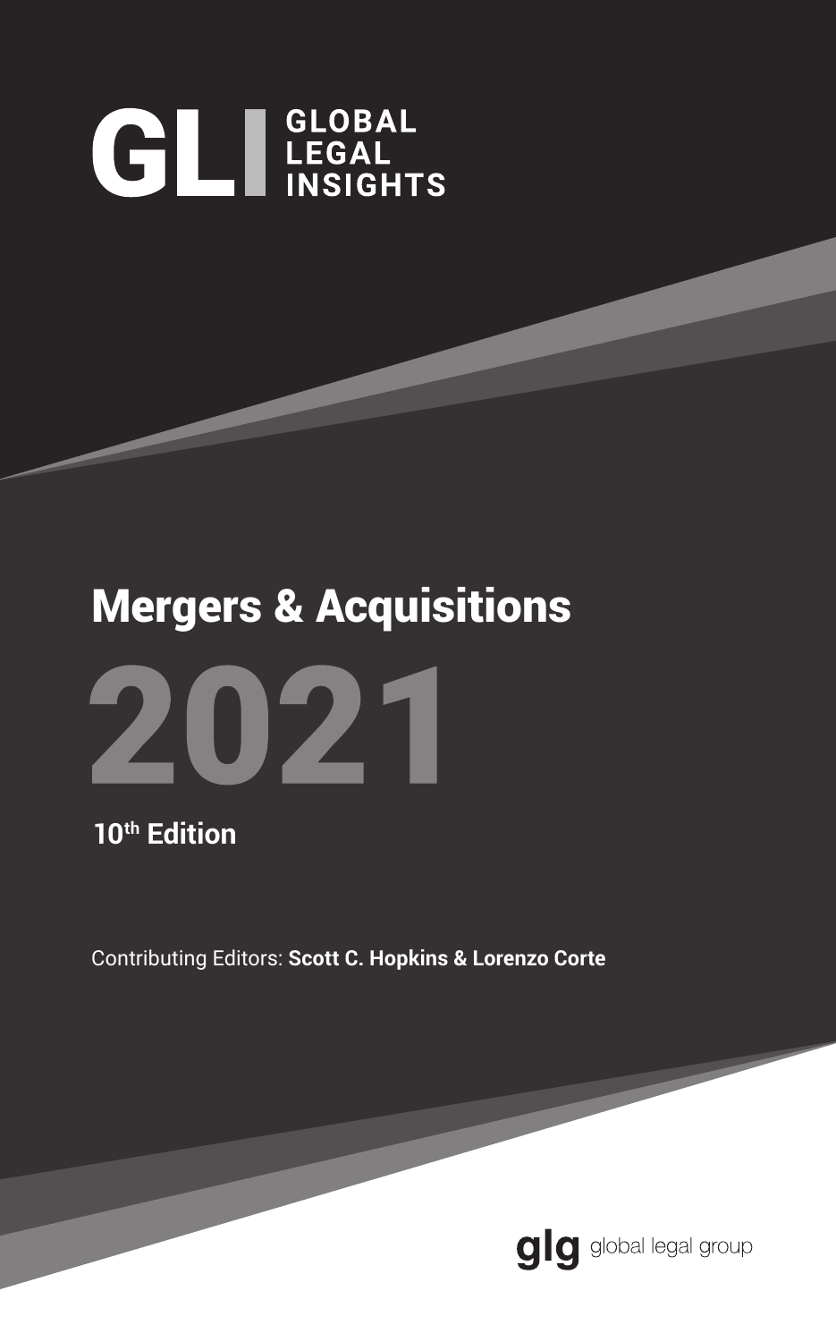GLI GLOBAL LEGAL INSIGHTS

# Mergers & Acquisitions

# 2021

**10th Edition**

Contributing Editors: **Scott C. Hopkins & Lorenzo Corte**

glg global legal group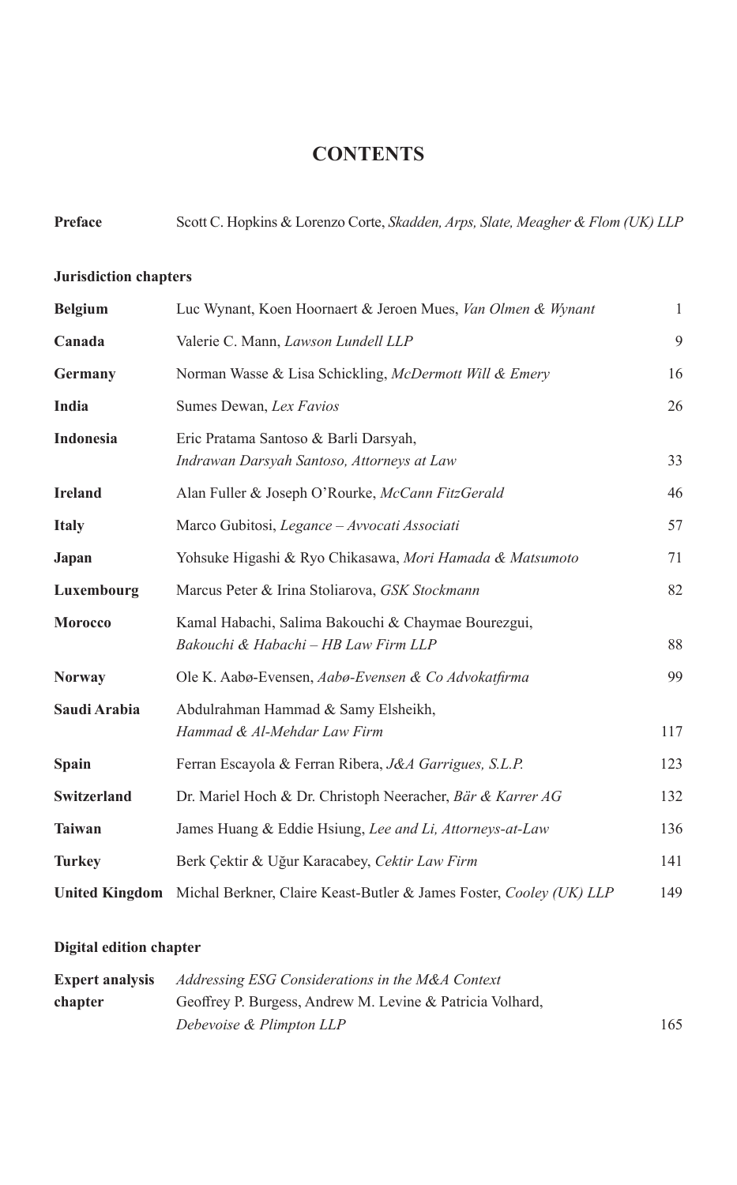# CONTENTS

| | | |
|---|---|---|
| **Preface** | Scott C. Hopkins & Lorenzo Corte, *Skadden, Arps, Slate, Meagher & Flom (UK) LLP* | |

## Jurisdiction chapters

| | | |
|---|---|---|
| **Belgium** | Luc Wynant, Koen Hoornaert & Jeroen Mues, *Van Olmen & Wynant* | 1 |
| **Canada** | Valerie C. Mann, *Lawson Lundell LLP* | 9 |
| **Germany** | Norman Wasse & Lisa Schickling, *McDermott Will & Emery* | 16 |
| **India** | Sumes Dewan, *Lex Favios* | 26 |
| **Indonesia** | Eric Pratama Santoso & Barli Darsyah, *Indrawan Darsyah Santoso, Attorneys at Law* | 33 |
| **Ireland** | Alan Fuller & Joseph O'Rourke, *McCann FitzGerald* | 46 |
| **Italy** | Marco Gubitosi, *Legance – Avvocati Associati* | 57 |
| **Japan** | Yohsuke Higashi & Ryo Chikasawa, *Mori Hamada & Matsumoto* | 71 |
| **Luxembourg** | Marcus Peter & Irina Stoliarova, *GSK Stockmann* | 82 |
| **Morocco** | Kamal Habachi, Salima Bakouchi & Chaymae Bourezgui, *Bakouchi & Habachi – HB Law Firm LLP* | 88 |
| **Norway** | Ole K. Aabø-Evensen, *Aabø-Evensen & Co Advokatfirma* | 99 |
| **Saudi Arabia** | Abdulrahman Hammad & Samy Elsheikh, *Hammad & Al-Mehdar Law Firm* | 117 |
| **Spain** | Ferran Escayola & Ferran Ribera, *J&A Garrigues, S.L.P.* | 123 |
| **Switzerland** | Dr. Mariel Hoch & Dr. Christoph Neeracher, *Bär & Karrer AG* | 132 |
| **Taiwan** | James Huang & Eddie Hsiung, *Lee and Li, Attorneys-at-Law* | 136 |
| **Turkey** | Berk Çektir & Uğur Karacabey, *Cektir Law Firm* | 141 |
| **United Kingdom** | Michal Berkner, Claire Keast-Butler & James Foster, *Cooley (UK) LLP* | 149 |

## Digital edition chapter

| | | |
|---|---|---|
| **Expert analysis chapter** | *Addressing ESG Considerations in the M&A Context* Geoffrey P. Burgess, Andrew M. Levine & Patricia Volhard, *Debevoise & Plimpton LLP* | 165 |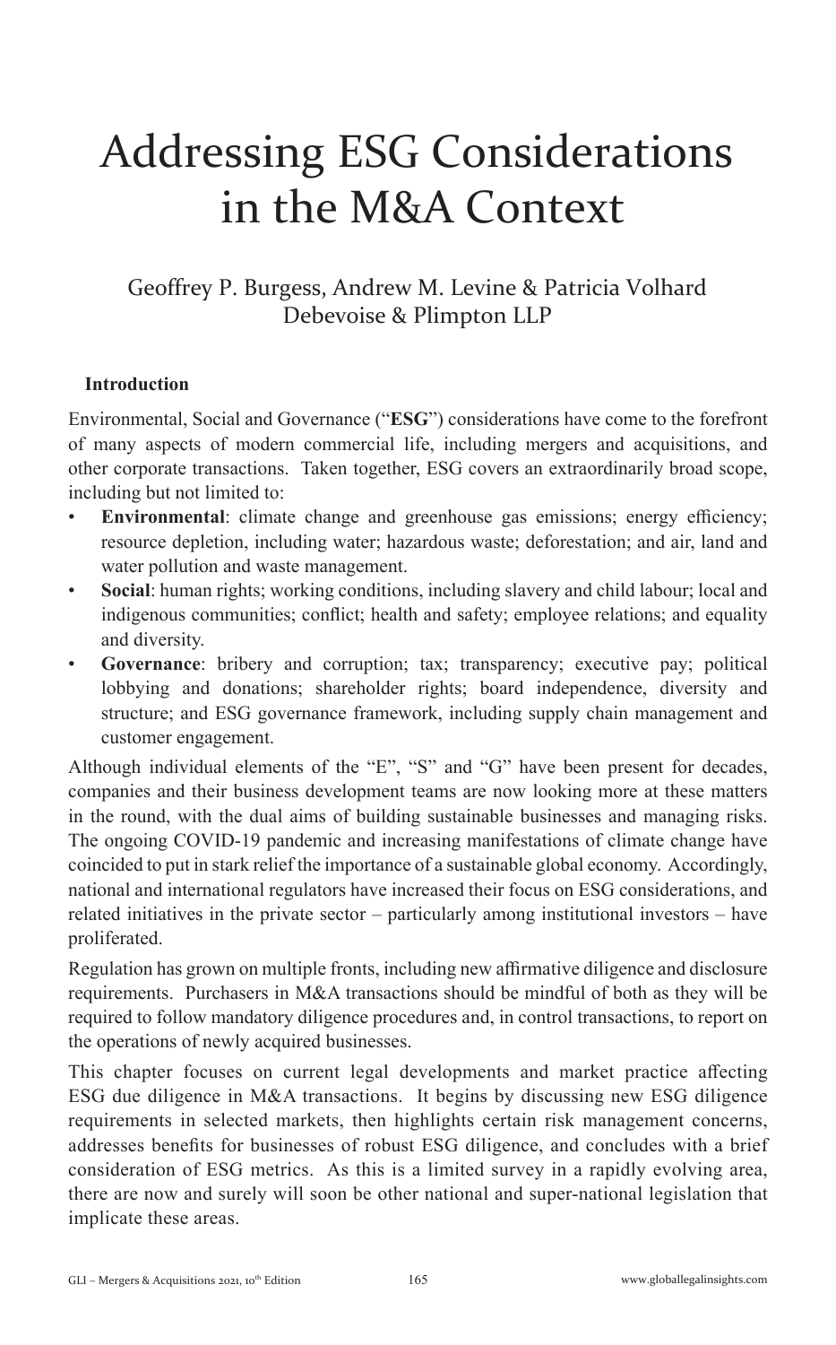# Addressing ESG Considerations in the M&A Context

Geoffrey P. Burgess, Andrew M. Levine & Patricia Volhard
Debevoise & Plimpton LLP

## Introduction

Environmental, Social and Governance ("**ESG**") considerations have come to the forefront of many aspects of modern commercial life, including mergers and acquisitions, and other corporate transactions. Taken together, ESG covers an extraordinarily broad scope, including but not limited to:

- **Environmental**: climate change and greenhouse gas emissions; energy efficiency; resource depletion, including water; hazardous waste; deforestation; and air, land and water pollution and waste management.
- **Social**: human rights; working conditions, including slavery and child labour; local and indigenous communities; conflict; health and safety; employee relations; and equality and diversity.
- **Governance**: bribery and corruption; tax; transparency; executive pay; political lobbying and donations; shareholder rights; board independence, diversity and structure; and ESG governance framework, including supply chain management and customer engagement.

Although individual elements of the "E", "S" and "G" have been present for decades, companies and their business development teams are now looking more at these matters in the round, with the dual aims of building sustainable businesses and managing risks. The ongoing COVID-19 pandemic and increasing manifestations of climate change have coincided to put in stark relief the importance of a sustainable global economy. Accordingly, national and international regulators have increased their focus on ESG considerations, and related initiatives in the private sector – particularly among institutional investors – have proliferated.

Regulation has grown on multiple fronts, including new affirmative diligence and disclosure requirements. Purchasers in M&A transactions should be mindful of both as they will be required to follow mandatory diligence procedures and, in control transactions, to report on the operations of newly acquired businesses.

This chapter focuses on current legal developments and market practice affecting ESG due diligence in M&A transactions. It begins by discussing new ESG diligence requirements in selected markets, then highlights certain risk management concerns, addresses benefits for businesses of robust ESG diligence, and concludes with a brief consideration of ESG metrics. As this is a limited survey in a rapidly evolving area, there are now and surely will soon be other national and super-national legislation that implicate these areas.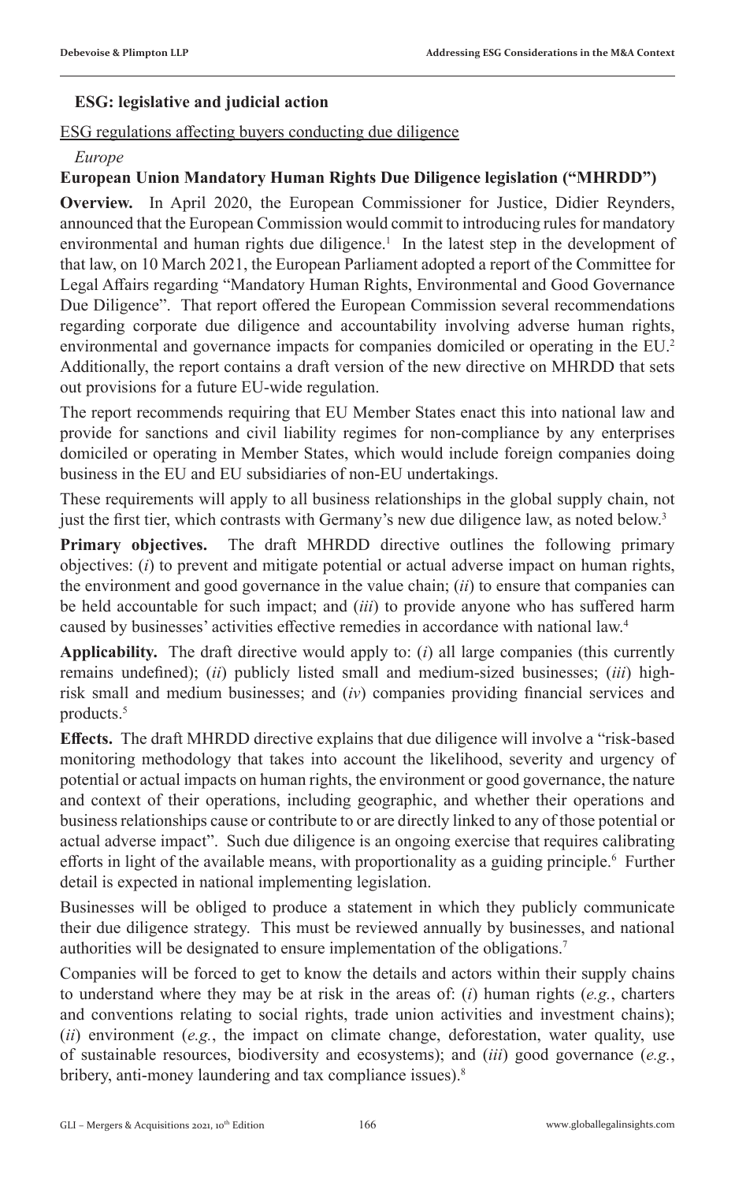### ESG: legislative and judicial action

ESG regulations affecting buyers conducting due diligence

*Europe*

**European Union Mandatory Human Rights Due Diligence legislation ("MHRDD")**

**Overview.** In April 2020, the European Commissioner for Justice, Didier Reynders, announced that the European Commission would commit to introducing rules for mandatory environmental and human rights due diligence.[1] In the latest step in the development of that law, on 10 March 2021, the European Parliament adopted a report of the Committee for Legal Affairs regarding "Mandatory Human Rights, Environmental and Good Governance Due Diligence". That report offered the European Commission several recommendations regarding corporate due diligence and accountability involving adverse human rights, environmental and governance impacts for companies domiciled or operating in the EU.[2] Additionally, the report contains a draft version of the new directive on MHRDD that sets out provisions for a future EU-wide regulation.

The report recommends requiring that EU Member States enact this into national law and provide for sanctions and civil liability regimes for non-compliance by any enterprises domiciled or operating in Member States, which would include foreign companies doing business in the EU and EU subsidiaries of non-EU undertakings.

These requirements will apply to all business relationships in the global supply chain, not just the first tier, which contrasts with Germany's new due diligence law, as noted below.[3]

**Primary objectives.** The draft MHRDD directive outlines the following primary objectives: (*i*) to prevent and mitigate potential or actual adverse impact on human rights, the environment and good governance in the value chain; (*ii*) to ensure that companies can be held accountable for such impact; and (*iii*) to provide anyone who has suffered harm caused by businesses' activities effective remedies in accordance with national law.[4]

**Applicability.** The draft directive would apply to: (*i*) all large companies (this currently remains undefined); (*ii*) publicly listed small and medium-sized businesses; (*iii*) high-risk small and medium businesses; and (*iv*) companies providing financial services and products.[5]

**Effects.** The draft MHRDD directive explains that due diligence will involve a "risk-based monitoring methodology that takes into account the likelihood, severity and urgency of potential or actual impacts on human rights, the environment or good governance, the nature and context of their operations, including geographic, and whether their operations and business relationships cause or contribute to or are directly linked to any of those potential or actual adverse impact". Such due diligence is an ongoing exercise that requires calibrating efforts in light of the available means, with proportionality as a guiding principle.[6] Further detail is expected in national implementing legislation.

Businesses will be obliged to produce a statement in which they publicly communicate their due diligence strategy. This must be reviewed annually by businesses, and national authorities will be designated to ensure implementation of the obligations.[7]

Companies will be forced to get to know the details and actors within their supply chains to understand where they may be at risk in the areas of: (*i*) human rights (*e.g.*, charters and conventions relating to social rights, trade union activities and investment chains); (*ii*) environment (*e.g.*, the impact on climate change, deforestation, water quality, use of sustainable resources, biodiversity and ecosystems); and (*iii*) good governance (*e.g.*, bribery, anti-money laundering and tax compliance issues).[8]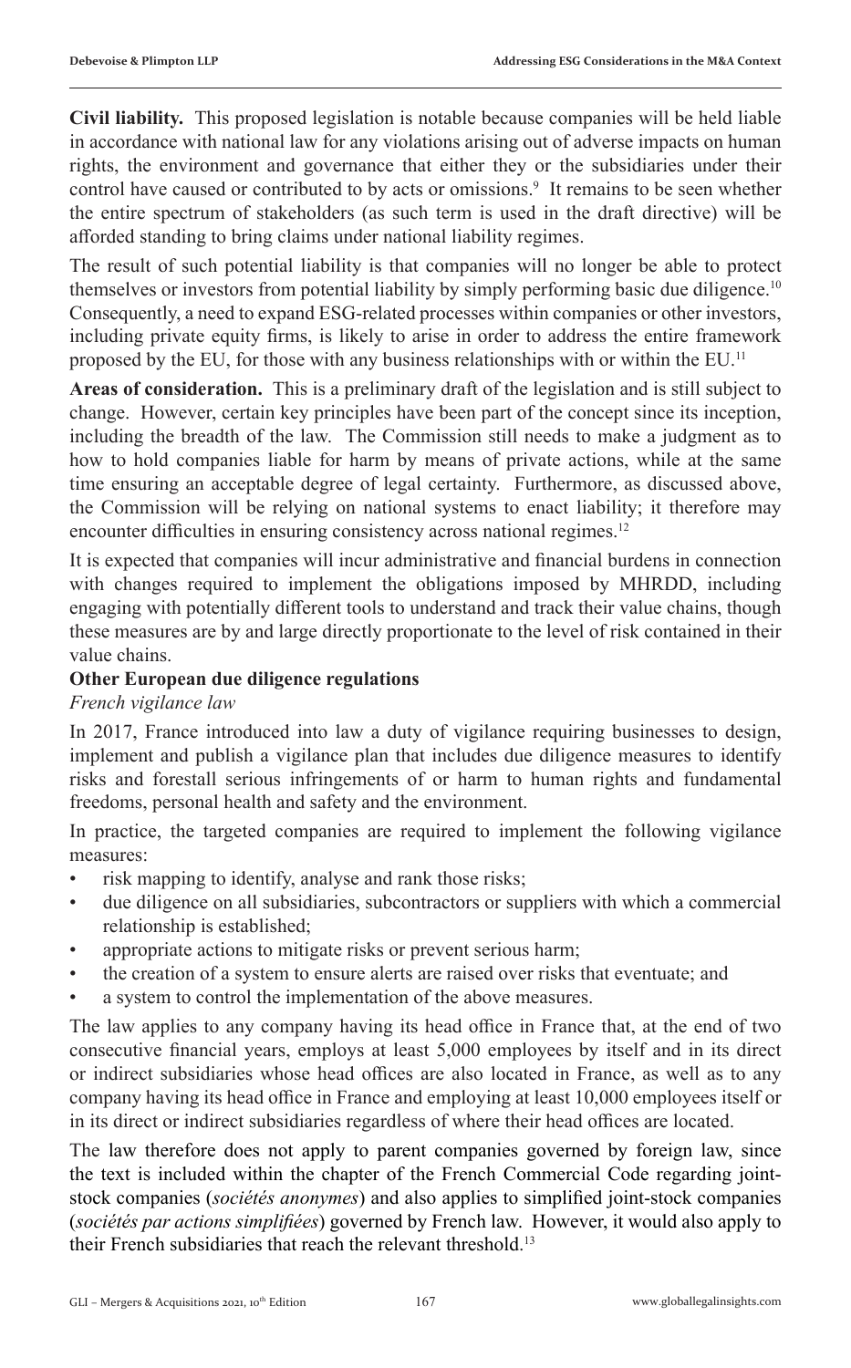**Civil liability.** This proposed legislation is notable because companies will be held liable in accordance with national law for any violations arising out of adverse impacts on human rights, the environment and governance that either they or the subsidiaries under their control have caused or contributed to by acts or omissions.[9] It remains to be seen whether the entire spectrum of stakeholders (as such term is used in the draft directive) will be afforded standing to bring claims under national liability regimes.

The result of such potential liability is that companies will no longer be able to protect themselves or investors from potential liability by simply performing basic due diligence.[10] Consequently, a need to expand ESG-related processes within companies or other investors, including private equity firms, is likely to arise in order to address the entire framework proposed by the EU, for those with any business relationships with or within the EU.[11]

**Areas of consideration.** This is a preliminary draft of the legislation and is still subject to change. However, certain key principles have been part of the concept since its inception, including the breadth of the law. The Commission still needs to make a judgment as to how to hold companies liable for harm by means of private actions, while at the same time ensuring an acceptable degree of legal certainty. Furthermore, as discussed above, the Commission will be relying on national systems to enact liability; it therefore may encounter difficulties in ensuring consistency across national regimes.[12]

It is expected that companies will incur administrative and financial burdens in connection with changes required to implement the obligations imposed by MHRDD, including engaging with potentially different tools to understand and track their value chains, though these measures are by and large directly proportionate to the level of risk contained in their value chains.

### Other European due diligence regulations

*French vigilance law*

In 2017, France introduced into law a duty of vigilance requiring businesses to design, implement and publish a vigilance plan that includes due diligence measures to identify risks and forestall serious infringements of or harm to human rights and fundamental freedoms, personal health and safety and the environment.

In practice, the targeted companies are required to implement the following vigilance measures:

- risk mapping to identify, analyse and rank those risks;
- due diligence on all subsidiaries, subcontractors or suppliers with which a commercial relationship is established;
- appropriate actions to mitigate risks or prevent serious harm;
- the creation of a system to ensure alerts are raised over risks that eventuate; and
- a system to control the implementation of the above measures.

The law applies to any company having its head office in France that, at the end of two consecutive financial years, employs at least 5,000 employees by itself and in its direct or indirect subsidiaries whose head offices are also located in France, as well as to any company having its head office in France and employing at least 10,000 employees itself or in its direct or indirect subsidiaries regardless of where their head offices are located.

The law therefore does not apply to parent companies governed by foreign law, since the text is included within the chapter of the French Commercial Code regarding joint-stock companies (*sociétés anonymes*) and also applies to simplified joint-stock companies (*sociétés par actions simplifiées*) governed by French law. However, it would also apply to their French subsidiaries that reach the relevant threshold.[13]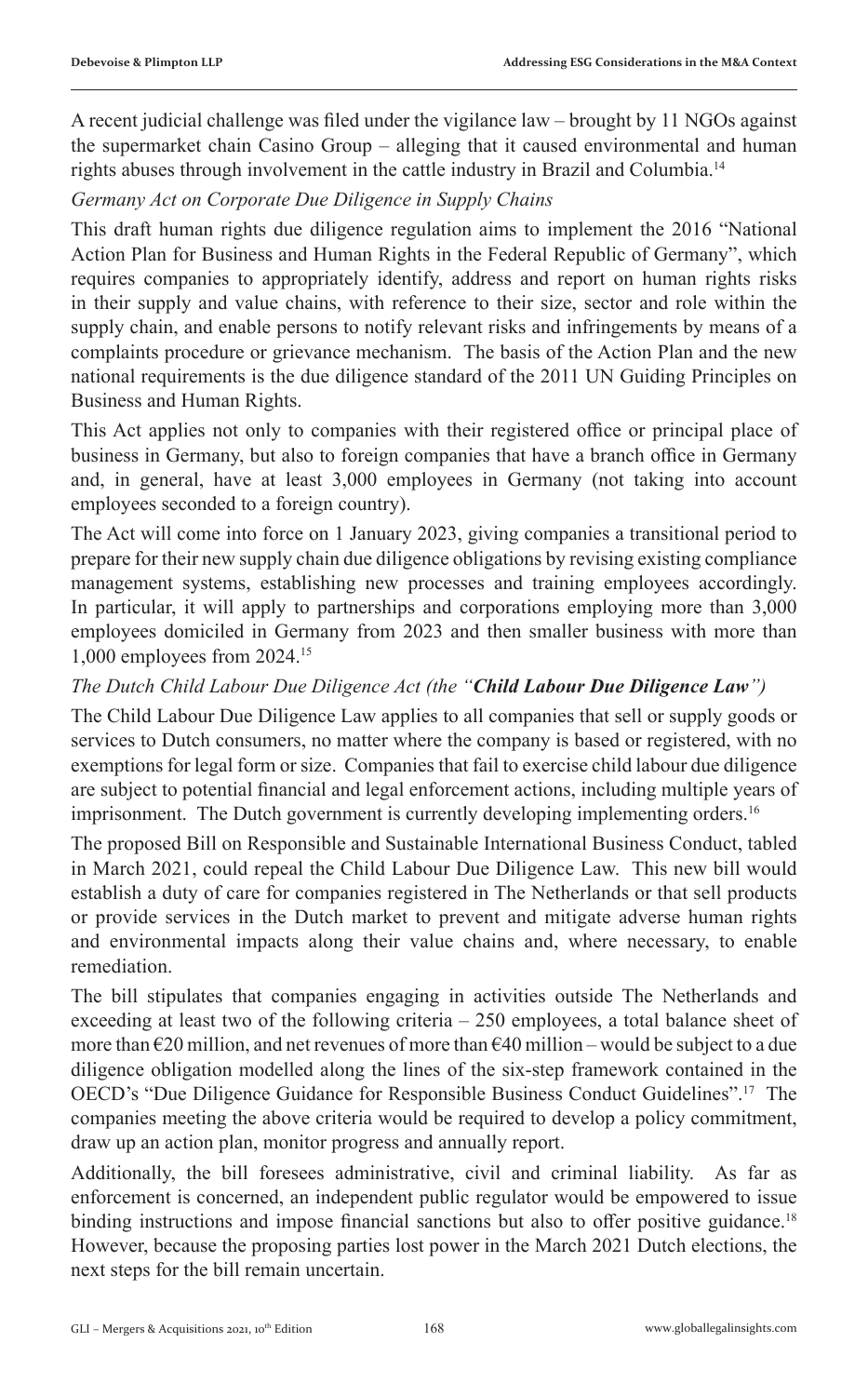A recent judicial challenge was filed under the vigilance law – brought by 11 NGOs against the supermarket chain Casino Group – alleging that it caused environmental and human rights abuses through involvement in the cattle industry in Brazil and Columbia.[14]

*Germany Act on Corporate Due Diligence in Supply Chains*

This draft human rights due diligence regulation aims to implement the 2016 "National Action Plan for Business and Human Rights in the Federal Republic of Germany", which requires companies to appropriately identify, address and report on human rights risks in their supply and value chains, with reference to their size, sector and role within the supply chain, and enable persons to notify relevant risks and infringements by means of a complaints procedure or grievance mechanism. The basis of the Action Plan and the new national requirements is the due diligence standard of the 2011 UN Guiding Principles on Business and Human Rights.

This Act applies not only to companies with their registered office or principal place of business in Germany, but also to foreign companies that have a branch office in Germany and, in general, have at least 3,000 employees in Germany (not taking into account employees seconded to a foreign country).

The Act will come into force on 1 January 2023, giving companies a transitional period to prepare for their new supply chain due diligence obligations by revising existing compliance management systems, establishing new processes and training employees accordingly. In particular, it will apply to partnerships and corporations employing more than 3,000 employees domiciled in Germany from 2023 and then smaller business with more than 1,000 employees from 2024.[15]

*The Dutch Child Labour Due Diligence Act (the "**Child Labour Due Diligence Law**")*

The Child Labour Due Diligence Law applies to all companies that sell or supply goods or services to Dutch consumers, no matter where the company is based or registered, with no exemptions for legal form or size. Companies that fail to exercise child labour due diligence are subject to potential financial and legal enforcement actions, including multiple years of imprisonment. The Dutch government is currently developing implementing orders.[16]

The proposed Bill on Responsible and Sustainable International Business Conduct, tabled in March 2021, could repeal the Child Labour Due Diligence Law. This new bill would establish a duty of care for companies registered in The Netherlands or that sell products or provide services in the Dutch market to prevent and mitigate adverse human rights and environmental impacts along their value chains and, where necessary, to enable remediation.

The bill stipulates that companies engaging in activities outside The Netherlands and exceeding at least two of the following criteria – 250 employees, a total balance sheet of more than €20 million, and net revenues of more than €40 million – would be subject to a due diligence obligation modelled along the lines of the six-step framework contained in the OECD's "Due Diligence Guidance for Responsible Business Conduct Guidelines".[17] The companies meeting the above criteria would be required to develop a policy commitment, draw up an action plan, monitor progress and annually report.

Additionally, the bill foresees administrative, civil and criminal liability. As far as enforcement is concerned, an independent public regulator would be empowered to issue binding instructions and impose financial sanctions but also to offer positive guidance.[18] However, because the proposing parties lost power in the March 2021 Dutch elections, the next steps for the bill remain uncertain.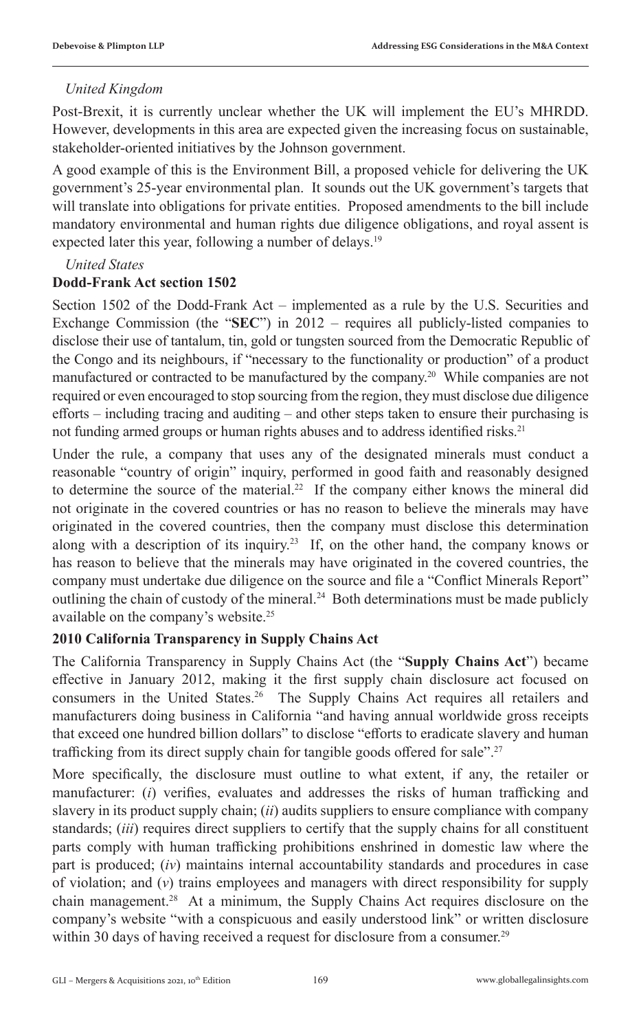*United Kingdom*

Post-Brexit, it is currently unclear whether the UK will implement the EU's MHRDD. However, developments in this area are expected given the increasing focus on sustainable, stakeholder-oriented initiatives by the Johnson government.

A good example of this is the Environment Bill, a proposed vehicle for delivering the UK government's 25-year environmental plan. It sounds out the UK government's targets that will translate into obligations for private entities. Proposed amendments to the bill include mandatory environmental and human rights due diligence obligations, and royal assent is expected later this year, following a number of delays.[19]

*United States*

**Dodd-Frank Act section 1502**

Section 1502 of the Dodd-Frank Act – implemented as a rule by the U.S. Securities and Exchange Commission (the "**SEC**") in 2012 – requires all publicly-listed companies to disclose their use of tantalum, tin, gold or tungsten sourced from the Democratic Republic of the Congo and its neighbours, if "necessary to the functionality or production" of a product manufactured or contracted to be manufactured by the company.[20] While companies are not required or even encouraged to stop sourcing from the region, they must disclose due diligence efforts – including tracing and auditing – and other steps taken to ensure their purchasing is not funding armed groups or human rights abuses and to address identified risks.[21]

Under the rule, a company that uses any of the designated minerals must conduct a reasonable "country of origin" inquiry, performed in good faith and reasonably designed to determine the source of the material.[22] If the company either knows the mineral did not originate in the covered countries or has no reason to believe the minerals may have originated in the covered countries, then the company must disclose this determination along with a description of its inquiry.[23] If, on the other hand, the company knows or has reason to believe that the minerals may have originated in the covered countries, the company must undertake due diligence on the source and file a "Conflict Minerals Report" outlining the chain of custody of the mineral.[24] Both determinations must be made publicly available on the company's website.[25]

**2010 California Transparency in Supply Chains Act**

The California Transparency in Supply Chains Act (the "**Supply Chains Act**") became effective in January 2012, making it the first supply chain disclosure act focused on consumers in the United States.[26] The Supply Chains Act requires all retailers and manufacturers doing business in California "and having annual worldwide gross receipts that exceed one hundred billion dollars" to disclose "efforts to eradicate slavery and human trafficking from its direct supply chain for tangible goods offered for sale".[27]

More specifically, the disclosure must outline to what extent, if any, the retailer or manufacturer: (*i*) verifies, evaluates and addresses the risks of human trafficking and slavery in its product supply chain; (*ii*) audits suppliers to ensure compliance with company standards; (*iii*) requires direct suppliers to certify that the supply chains for all constituent parts comply with human trafficking prohibitions enshrined in domestic law where the part is produced; (*iv*) maintains internal accountability standards and procedures in case of violation; and (*v*) trains employees and managers with direct responsibility for supply chain management.[28] At a minimum, the Supply Chains Act requires disclosure on the company's website "with a conspicuous and easily understood link" or written disclosure within 30 days of having received a request for disclosure from a consumer.[29]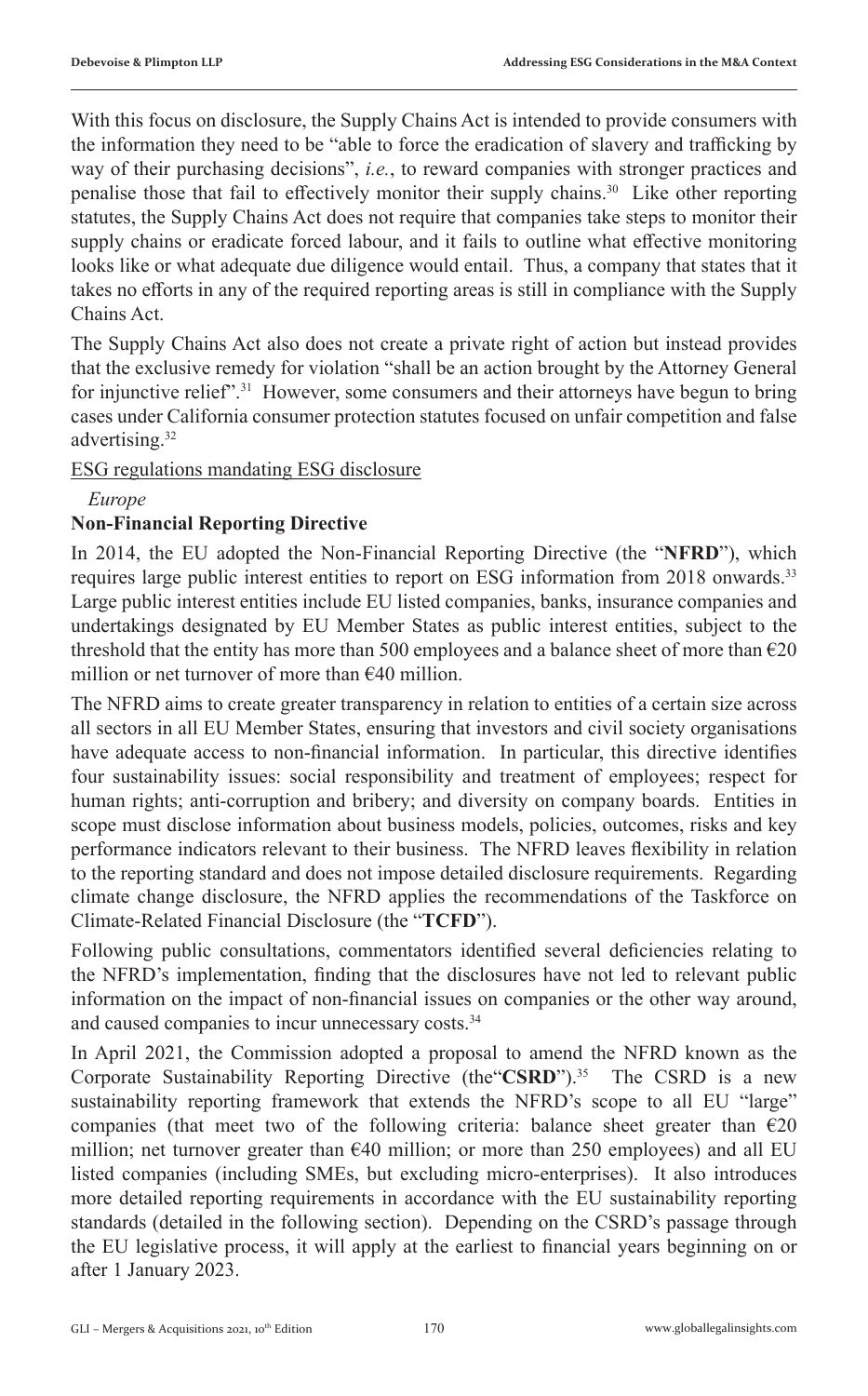With this focus on disclosure, the Supply Chains Act is intended to provide consumers with the information they need to be "able to force the eradication of slavery and trafficking by way of their purchasing decisions", *i.e.*, to reward companies with stronger practices and penalise those that fail to effectively monitor their supply chains.[30] Like other reporting statutes, the Supply Chains Act does not require that companies take steps to monitor their supply chains or eradicate forced labour, and it fails to outline what effective monitoring looks like or what adequate due diligence would entail. Thus, a company that states that it takes no efforts in any of the required reporting areas is still in compliance with the Supply Chains Act.

The Supply Chains Act also does not create a private right of action but instead provides that the exclusive remedy for violation "shall be an action brought by the Attorney General for injunctive relief".[31] However, some consumers and their attorneys have begun to bring cases under California consumer protection statutes focused on unfair competition and false advertising.[32]

ESG regulations mandating ESG disclosure

*Europe*

**Non-Financial Reporting Directive**

In 2014, the EU adopted the Non-Financial Reporting Directive (the "**NFRD**"), which requires large public interest entities to report on ESG information from 2018 onwards.[33] Large public interest entities include EU listed companies, banks, insurance companies and undertakings designated by EU Member States as public interest entities, subject to the threshold that the entity has more than 500 employees and a balance sheet of more than €20 million or net turnover of more than €40 million.

The NFRD aims to create greater transparency in relation to entities of a certain size across all sectors in all EU Member States, ensuring that investors and civil society organisations have adequate access to non-financial information. In particular, this directive identifies four sustainability issues: social responsibility and treatment of employees; respect for human rights; anti-corruption and bribery; and diversity on company boards. Entities in scope must disclose information about business models, policies, outcomes, risks and key performance indicators relevant to their business. The NFRD leaves flexibility in relation to the reporting standard and does not impose detailed disclosure requirements. Regarding climate change disclosure, the NFRD applies the recommendations of the Taskforce on Climate-Related Financial Disclosure (the "**TCFD**").

Following public consultations, commentators identified several deficiencies relating to the NFRD's implementation, finding that the disclosures have not led to relevant public information on the impact of non-financial issues on companies or the other way around, and caused companies to incur unnecessary costs.[34]

In April 2021, the Commission adopted a proposal to amend the NFRD known as the Corporate Sustainability Reporting Directive (the"**CSRD**").[35] The CSRD is a new sustainability reporting framework that extends the NFRD's scope to all EU "large" companies (that meet two of the following criteria: balance sheet greater than €20 million; net turnover greater than €40 million; or more than 250 employees) and all EU listed companies (including SMEs, but excluding micro-enterprises). It also introduces more detailed reporting requirements in accordance with the EU sustainability reporting standards (detailed in the following section). Depending on the CSRD's passage through the EU legislative process, it will apply at the earliest to financial years beginning on or after 1 January 2023.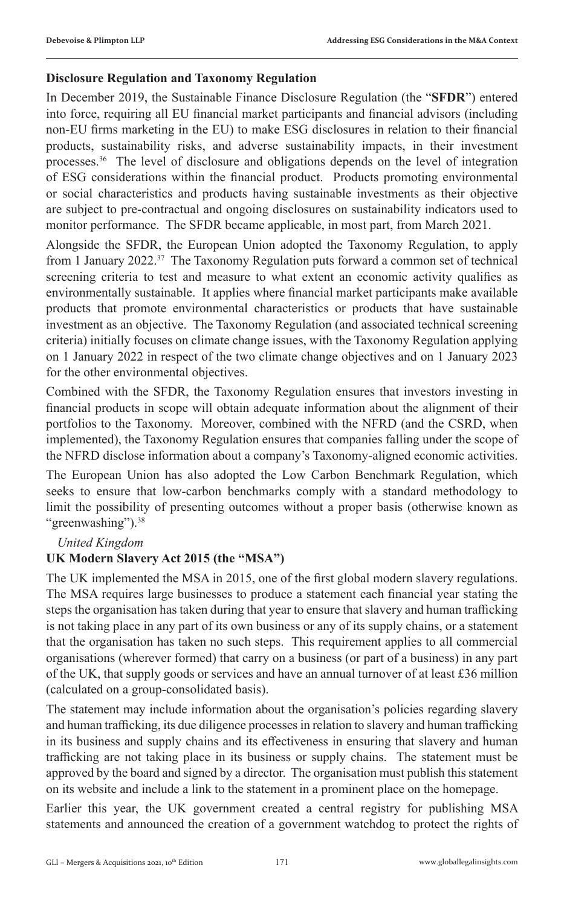**Disclosure Regulation and Taxonomy Regulation**

In December 2019, the Sustainable Finance Disclosure Regulation (the "**SFDR**") entered into force, requiring all EU financial market participants and financial advisors (including non-EU firms marketing in the EU) to make ESG disclosures in relation to their financial products, sustainability risks, and adverse sustainability impacts, in their investment processes.[36] The level of disclosure and obligations depends on the level of integration of ESG considerations within the financial product. Products promoting environmental or social characteristics and products having sustainable investments as their objective are subject to pre-contractual and ongoing disclosures on sustainability indicators used to monitor performance. The SFDR became applicable, in most part, from March 2021.

Alongside the SFDR, the European Union adopted the Taxonomy Regulation, to apply from 1 January 2022.[37] The Taxonomy Regulation puts forward a common set of technical screening criteria to test and measure to what extent an economic activity qualifies as environmentally sustainable. It applies where financial market participants make available products that promote environmental characteristics or products that have sustainable investment as an objective. The Taxonomy Regulation (and associated technical screening criteria) initially focuses on climate change issues, with the Taxonomy Regulation applying on 1 January 2022 in respect of the two climate change objectives and on 1 January 2023 for the other environmental objectives.

Combined with the SFDR, the Taxonomy Regulation ensures that investors investing in financial products in scope will obtain adequate information about the alignment of their portfolios to the Taxonomy. Moreover, combined with the NFRD (and the CSRD, when implemented), the Taxonomy Regulation ensures that companies falling under the scope of the NFRD disclose information about a company's Taxonomy-aligned economic activities.

The European Union has also adopted the Low Carbon Benchmark Regulation, which seeks to ensure that low-carbon benchmarks comply with a standard methodology to limit the possibility of presenting outcomes without a proper basis (otherwise known as "greenwashing").[38]

*United Kingdom*

**UK Modern Slavery Act 2015 (the "MSA")**

The UK implemented the MSA in 2015, one of the first global modern slavery regulations. The MSA requires large businesses to produce a statement each financial year stating the steps the organisation has taken during that year to ensure that slavery and human trafficking is not taking place in any part of its own business or any of its supply chains, or a statement that the organisation has taken no such steps. This requirement applies to all commercial organisations (wherever formed) that carry on a business (or part of a business) in any part of the UK, that supply goods or services and have an annual turnover of at least £36 million (calculated on a group-consolidated basis).

The statement may include information about the organisation's policies regarding slavery and human trafficking, its due diligence processes in relation to slavery and human trafficking in its business and supply chains and its effectiveness in ensuring that slavery and human trafficking are not taking place in its business or supply chains. The statement must be approved by the board and signed by a director. The organisation must publish this statement on its website and include a link to the statement in a prominent place on the homepage.

Earlier this year, the UK government created a central registry for publishing MSA statements and announced the creation of a government watchdog to protect the rights of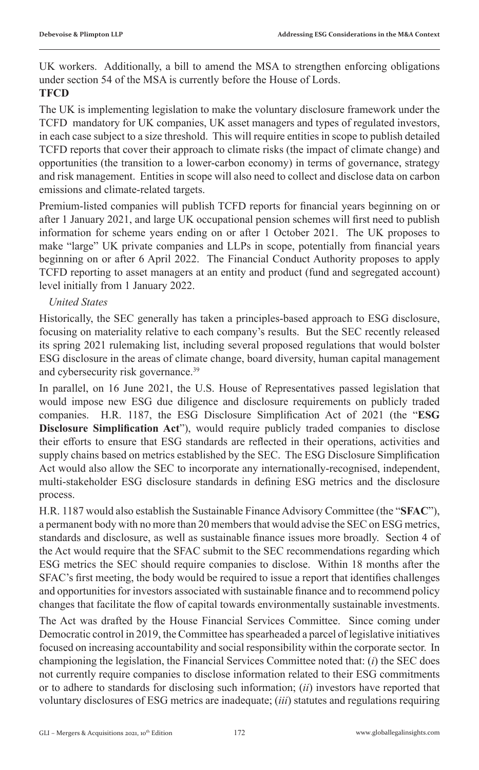UK workers. Additionally, a bill to amend the MSA to strengthen enforcing obligations under section 54 of the MSA is currently before the House of Lords.

**TFCD**

The UK is implementing legislation to make the voluntary disclosure framework under the TCFD mandatory for UK companies, UK asset managers and types of regulated investors, in each case subject to a size threshold. This will require entities in scope to publish detailed TCFD reports that cover their approach to climate risks (the impact of climate change) and opportunities (the transition to a lower-carbon economy) in terms of governance, strategy and risk management. Entities in scope will also need to collect and disclose data on carbon emissions and climate-related targets.

Premium-listed companies will publish TCFD reports for financial years beginning on or after 1 January 2021, and large UK occupational pension schemes will first need to publish information for scheme years ending on or after 1 October 2021. The UK proposes to make "large" UK private companies and LLPs in scope, potentially from financial years beginning on or after 6 April 2022. The Financial Conduct Authority proposes to apply TCFD reporting to asset managers at an entity and product (fund and segregated account) level initially from 1 January 2022.

*United States*

Historically, the SEC generally has taken a principles-based approach to ESG disclosure, focusing on materiality relative to each company's results. But the SEC recently released its spring 2021 rulemaking list, including several proposed regulations that would bolster ESG disclosure in the areas of climate change, board diversity, human capital management and cybersecurity risk governance.[39]

In parallel, on 16 June 2021, the U.S. House of Representatives passed legislation that would impose new ESG due diligence and disclosure requirements on publicly traded companies. H.R. 1187, the ESG Disclosure Simplification Act of 2021 (the "**ESG Disclosure Simplification Act**"), would require publicly traded companies to disclose their efforts to ensure that ESG standards are reflected in their operations, activities and supply chains based on metrics established by the SEC. The ESG Disclosure Simplification Act would also allow the SEC to incorporate any internationally-recognised, independent, multi-stakeholder ESG disclosure standards in defining ESG metrics and the disclosure process.

H.R. 1187 would also establish the Sustainable Finance Advisory Committee (the "**SFAC**"), a permanent body with no more than 20 members that would advise the SEC on ESG metrics, standards and disclosure, as well as sustainable finance issues more broadly. Section 4 of the Act would require that the SFAC submit to the SEC recommendations regarding which ESG metrics the SEC should require companies to disclose. Within 18 months after the SFAC's first meeting, the body would be required to issue a report that identifies challenges and opportunities for investors associated with sustainable finance and to recommend policy changes that facilitate the flow of capital towards environmentally sustainable investments.

The Act was drafted by the House Financial Services Committee. Since coming under Democratic control in 2019, the Committee has spearheaded a parcel of legislative initiatives focused on increasing accountability and social responsibility within the corporate sector. In championing the legislation, the Financial Services Committee noted that: (*i*) the SEC does not currently require companies to disclose information related to their ESG commitments or to adhere to standards for disclosing such information; (*ii*) investors have reported that voluntary disclosures of ESG metrics are inadequate; (*iii*) statutes and regulations requiring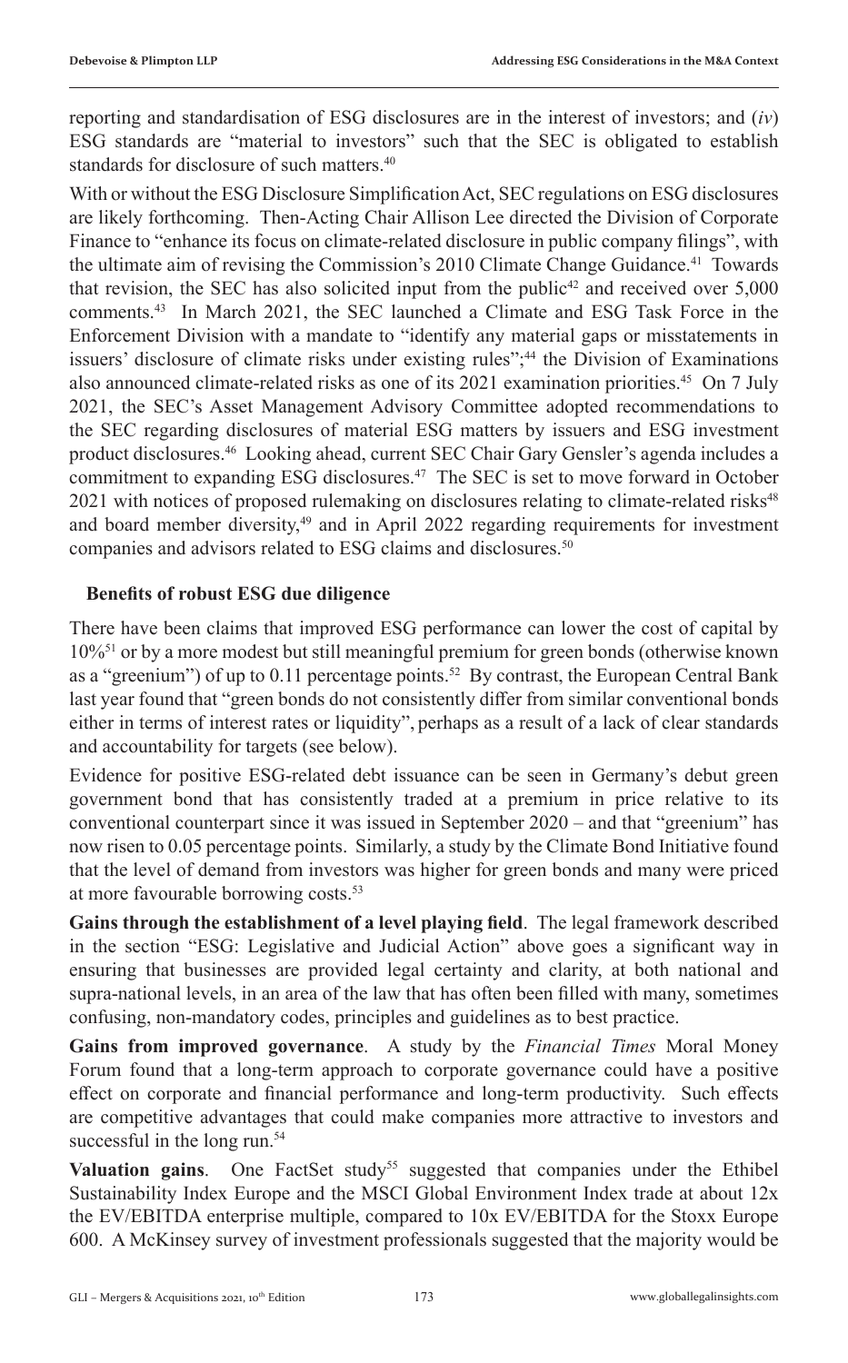reporting and standardisation of ESG disclosures are in the interest of investors; and (*iv*) ESG standards are "material to investors" such that the SEC is obligated to establish standards for disclosure of such matters.[40]

With or without the ESG Disclosure Simplification Act, SEC regulations on ESG disclosures are likely forthcoming. Then-Acting Chair Allison Lee directed the Division of Corporate Finance to "enhance its focus on climate-related disclosure in public company filings", with the ultimate aim of revising the Commission's 2010 Climate Change Guidance.[41] Towards that revision, the SEC has also solicited input from the public[42] and received over 5,000 comments.[43] In March 2021, the SEC launched a Climate and ESG Task Force in the Enforcement Division with a mandate to "identify any material gaps or misstatements in issuers' disclosure of climate risks under existing rules";[44] the Division of Examinations also announced climate-related risks as one of its 2021 examination priorities.[45] On 7 July 2021, the SEC's Asset Management Advisory Committee adopted recommendations to the SEC regarding disclosures of material ESG matters by issuers and ESG investment product disclosures.[46] Looking ahead, current SEC Chair Gary Gensler's agenda includes a commitment to expanding ESG disclosures.[47] The SEC is set to move forward in October 2021 with notices of proposed rulemaking on disclosures relating to climate-related risks[48] and board member diversity,[49] and in April 2022 regarding requirements for investment companies and advisors related to ESG claims and disclosures.[50]

## Benefits of robust ESG due diligence

There have been claims that improved ESG performance can lower the cost of capital by 10%[51] or by a more modest but still meaningful premium for green bonds (otherwise known as a "greenium") of up to 0.11 percentage points.[52] By contrast, the European Central Bank last year found that "green bonds do not consistently differ from similar conventional bonds either in terms of interest rates or liquidity", perhaps as a result of a lack of clear standards and accountability for targets (see below).

Evidence for positive ESG-related debt issuance can be seen in Germany's debut green government bond that has consistently traded at a premium in price relative to its conventional counterpart since it was issued in September 2020 – and that "greenium" has now risen to 0.05 percentage points. Similarly, a study by the Climate Bond Initiative found that the level of demand from investors was higher for green bonds and many were priced at more favourable borrowing costs.[53]

**Gains through the establishment of a level playing field**. The legal framework described in the section "ESG: Legislative and Judicial Action" above goes a significant way in ensuring that businesses are provided legal certainty and clarity, at both national and supra-national levels, in an area of the law that has often been filled with many, sometimes confusing, non-mandatory codes, principles and guidelines as to best practice.

**Gains from improved governance**. A study by the *Financial Times* Moral Money Forum found that a long-term approach to corporate governance could have a positive effect on corporate and financial performance and long-term productivity. Such effects are competitive advantages that could make companies more attractive to investors and successful in the long run.[54]

**Valuation gains**. One FactSet study[55] suggested that companies under the Ethibel Sustainability Index Europe and the MSCI Global Environment Index trade at about 12x the EV/EBITDA enterprise multiple, compared to 10x EV/EBITDA for the Stoxx Europe 600. A McKinsey survey of investment professionals suggested that the majority would be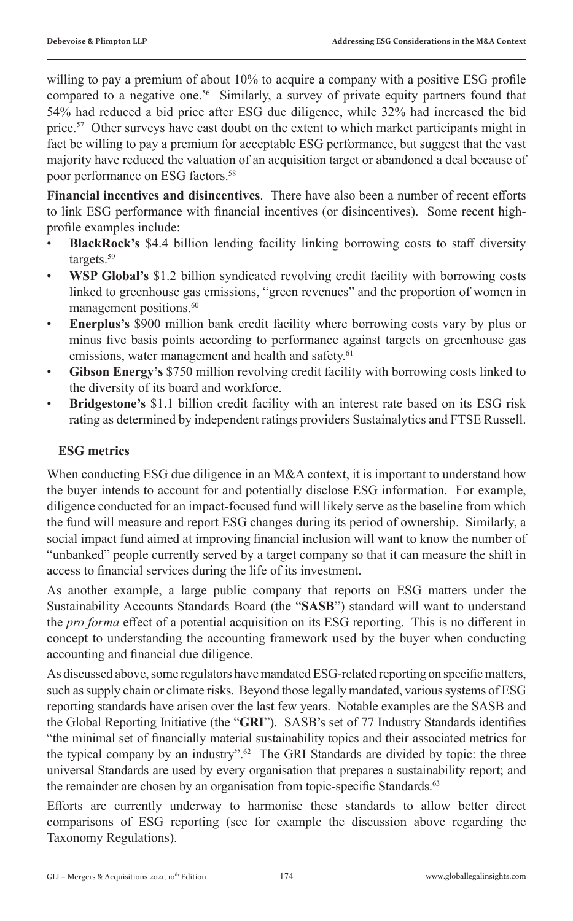willing to pay a premium of about 10% to acquire a company with a positive ESG profile compared to a negative one.[56] Similarly, a survey of private equity partners found that 54% had reduced a bid price after ESG due diligence, while 32% had increased the bid price.[57] Other surveys have cast doubt on the extent to which market participants might in fact be willing to pay a premium for acceptable ESG performance, but suggest that the vast majority have reduced the valuation of an acquisition target or abandoned a deal because of poor performance on ESG factors.[58]

**Financial incentives and disincentives**. There have also been a number of recent efforts to link ESG performance with financial incentives (or disincentives). Some recent high-profile examples include:

- **BlackRock's** $4.4 billion lending facility linking borrowing costs to staff diversity targets.[59]
- **WSP Global's** $1.2 billion syndicated revolving credit facility with borrowing costs linked to greenhouse gas emissions, "green revenues" and the proportion of women in management positions.[60]
- **Enerplus's** $900 million bank credit facility where borrowing costs vary by plus or minus five basis points according to performance against targets on greenhouse gas emissions, water management and health and safety.[61]
- **Gibson Energy's** $750 million revolving credit facility with borrowing costs linked to the diversity of its board and workforce.
- **Bridgestone's** $1.1 billion credit facility with an interest rate based on its ESG risk rating as determined by independent ratings providers Sustainalytics and FTSE Russell.

## ESG metrics

When conducting ESG due diligence in an M&A context, it is important to understand how the buyer intends to account for and potentially disclose ESG information. For example, diligence conducted for an impact-focused fund will likely serve as the baseline from which the fund will measure and report ESG changes during its period of ownership. Similarly, a social impact fund aimed at improving financial inclusion will want to know the number of "unbanked" people currently served by a target company so that it can measure the shift in access to financial services during the life of its investment.

As another example, a large public company that reports on ESG matters under the Sustainability Accounts Standards Board (the "**SASB**") standard will want to understand the *pro forma* effect of a potential acquisition on its ESG reporting. This is no different in concept to understanding the accounting framework used by the buyer when conducting accounting and financial due diligence.

As discussed above, some regulators have mandated ESG-related reporting on specific matters, such as supply chain or climate risks. Beyond those legally mandated, various systems of ESG reporting standards have arisen over the last few years. Notable examples are the SASB and the Global Reporting Initiative (the "**GRI**"). SASB's set of 77 Industry Standards identifies "the minimal set of financially material sustainability topics and their associated metrics for the typical company by an industry".[62] The GRI Standards are divided by topic: the three universal Standards are used by every organisation that prepares a sustainability report; and the remainder are chosen by an organisation from topic-specific Standards.[63]

Efforts are currently underway to harmonise these standards to allow better direct comparisons of ESG reporting (see for example the discussion above regarding the Taxonomy Regulations).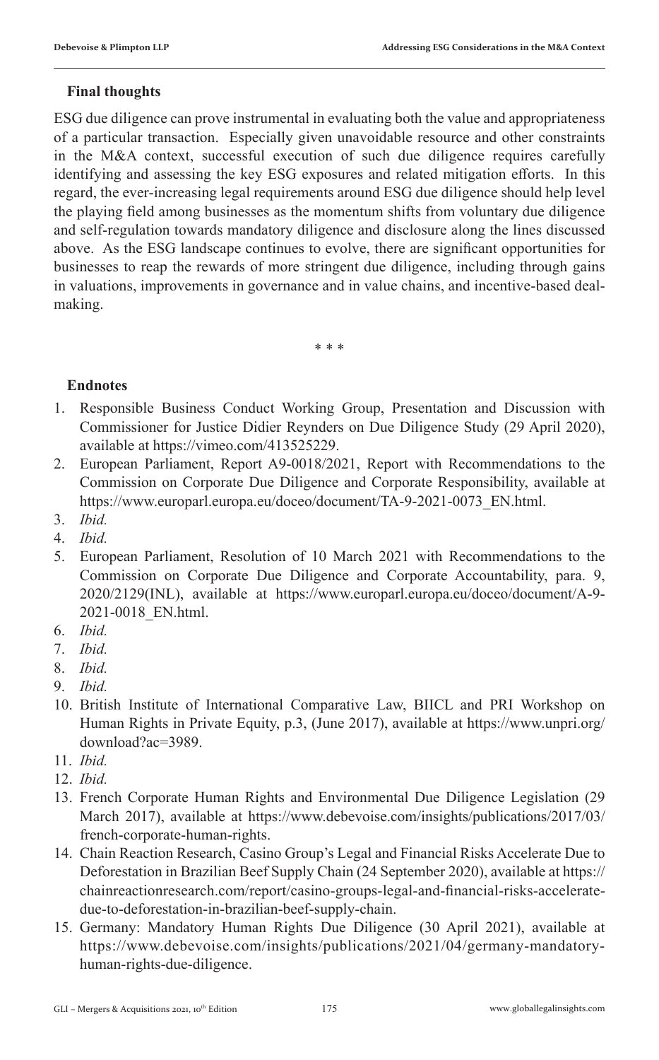## Final thoughts

ESG due diligence can prove instrumental in evaluating both the value and appropriateness of a particular transaction. Especially given unavoidable resource and other constraints in the M&A context, successful execution of such due diligence requires carefully identifying and assessing the key ESG exposures and related mitigation efforts. In this regard, the ever-increasing legal requirements around ESG due diligence should help level the playing field among businesses as the momentum shifts from voluntary due diligence and self-regulation towards mandatory diligence and disclosure along the lines discussed above. As the ESG landscape continues to evolve, there are significant opportunities for businesses to reap the rewards of more stringent due diligence, including through gains in valuations, improvements in governance and in value chains, and incentive-based deal-making.

\* \* \*

## Endnotes

1. Responsible Business Conduct Working Group, Presentation and Discussion with Commissioner for Justice Didier Reynders on Due Diligence Study (29 April 2020), available at https://vimeo.com/413525229.
2. European Parliament, Report A9-0018/2021, Report with Recommendations to the Commission on Corporate Due Diligence and Corporate Responsibility, available at https://www.europarl.europa.eu/doceo/document/TA-9-2021-0073_EN.html.
3. *Ibid.*
4. *Ibid.*
5. European Parliament, Resolution of 10 March 2021 with Recommendations to the Commission on Corporate Due Diligence and Corporate Accountability, para. 9, 2020/2129(INL), available at https://www.europarl.europa.eu/doceo/document/A-9-2021-0018_EN.html.
6. *Ibid.*
7. *Ibid.*
8. *Ibid.*
9. *Ibid.*
10. British Institute of International Comparative Law, BIICL and PRI Workshop on Human Rights in Private Equity, p.3, (June 2017), available at https://www.unpri.org/download?ac=3989.
11. *Ibid.*
12. *Ibid.*
13. French Corporate Human Rights and Environmental Due Diligence Legislation (29 March 2017), available at https://www.debevoise.com/insights/publications/2017/03/french-corporate-human-rights.
14. Chain Reaction Research, Casino Group's Legal and Financial Risks Accelerate Due to Deforestation in Brazilian Beef Supply Chain (24 September 2020), available at https://chainreactionresearch.com/report/casino-groups-legal-and-financial-risks-accelerate-due-to-deforestation-in-brazilian-beef-supply-chain.
15. Germany: Mandatory Human Rights Due Diligence (30 April 2021), available at https://www.debevoise.com/insights/publications/2021/04/germany-mandatory-human-rights-due-diligence.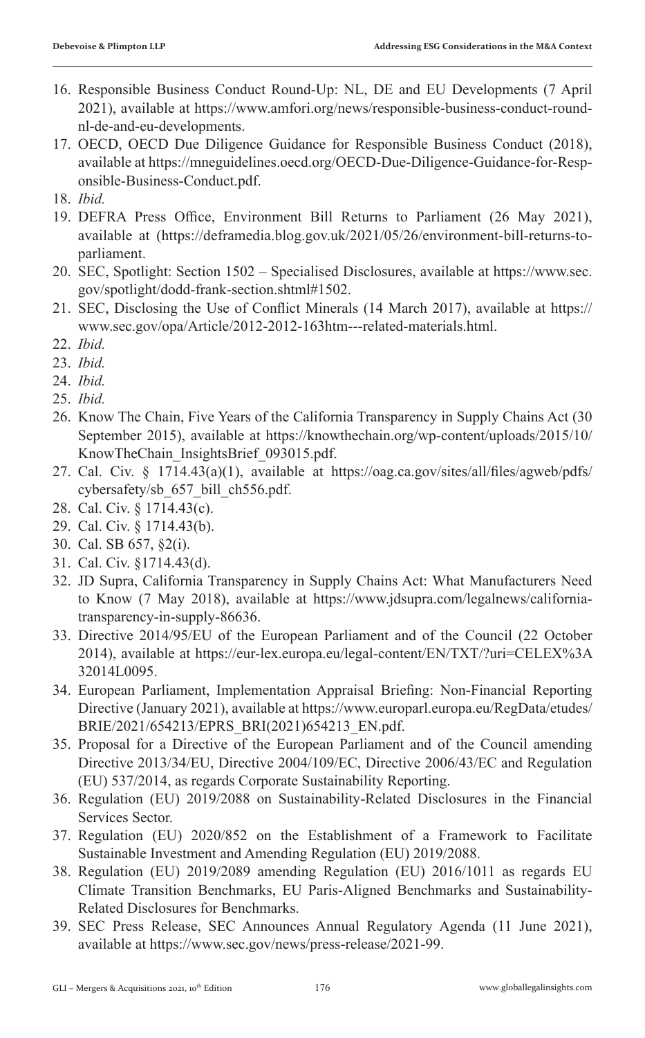16. Responsible Business Conduct Round-Up: NL, DE and EU Developments (7 April 2021), available at https://www.amfori.org/news/responsible-business-conduct-round-nl-de-and-eu-developments.
17. OECD, OECD Due Diligence Guidance for Responsible Business Conduct (2018), available at https://mneguidelines.oecd.org/OECD-Due-Diligence-Guidance-for-Responsible-Business-Conduct.pdf.
18. *Ibid.*
19. DEFRA Press Office, Environment Bill Returns to Parliament (26 May 2021), available at (https://deframedia.blog.gov.uk/2021/05/26/environment-bill-returns-to-parliament.
20. SEC, Spotlight: Section 1502 – Specialised Disclosures, available at https://www.sec.gov/spotlight/dodd-frank-section.shtml#1502.
21. SEC, Disclosing the Use of Conflict Minerals (14 March 2017), available at https://www.sec.gov/opa/Article/2012-2012-163htm---related-materials.html.
22. *Ibid.*
23. *Ibid.*
24. *Ibid.*
25. *Ibid.*
26. Know The Chain, Five Years of the California Transparency in Supply Chains Act (30 September 2015), available at https://knowthechain.org/wp-content/uploads/2015/10/KnowTheChain_InsightsBrief_093015.pdf.
27. Cal. Civ. § 1714.43(a)(1), available at https://oag.ca.gov/sites/all/files/agweb/pdfs/cybersafety/sb_657_bill_ch556.pdf.
28. Cal. Civ. § 1714.43(c).
29. Cal. Civ. § 1714.43(b).
30. Cal. SB 657, §2(i).
31. Cal. Civ. §1714.43(d).
32. JD Supra, California Transparency in Supply Chains Act: What Manufacturers Need to Know (7 May 2018), available at https://www.jdsupra.com/legalnews/california-transparency-in-supply-86636.
33. Directive 2014/95/EU of the European Parliament and of the Council (22 October 2014), available at https://eur-lex.europa.eu/legal-content/EN/TXT/?uri=CELEX%3A32014L0095.
34. European Parliament, Implementation Appraisal Briefing: Non-Financial Reporting Directive (January 2021), available at https://www.europarl.europa.eu/RegData/etudes/BRIE/2021/654213/EPRS_BRI(2021)654213_EN.pdf.
35. Proposal for a Directive of the European Parliament and of the Council amending Directive 2013/34/EU, Directive 2004/109/EC, Directive 2006/43/EC and Regulation (EU) 537/2014, as regards Corporate Sustainability Reporting.
36. Regulation (EU) 2019/2088 on Sustainability-Related Disclosures in the Financial Services Sector.
37. Regulation (EU) 2020/852 on the Establishment of a Framework to Facilitate Sustainable Investment and Amending Regulation (EU) 2019/2088.
38. Regulation (EU) 2019/2089 amending Regulation (EU) 2016/1011 as regards EU Climate Transition Benchmarks, EU Paris-Aligned Benchmarks and Sustainability-Related Disclosures for Benchmarks.
39. SEC Press Release, SEC Announces Annual Regulatory Agenda (11 June 2021), available at https://www.sec.gov/news/press-release/2021-99.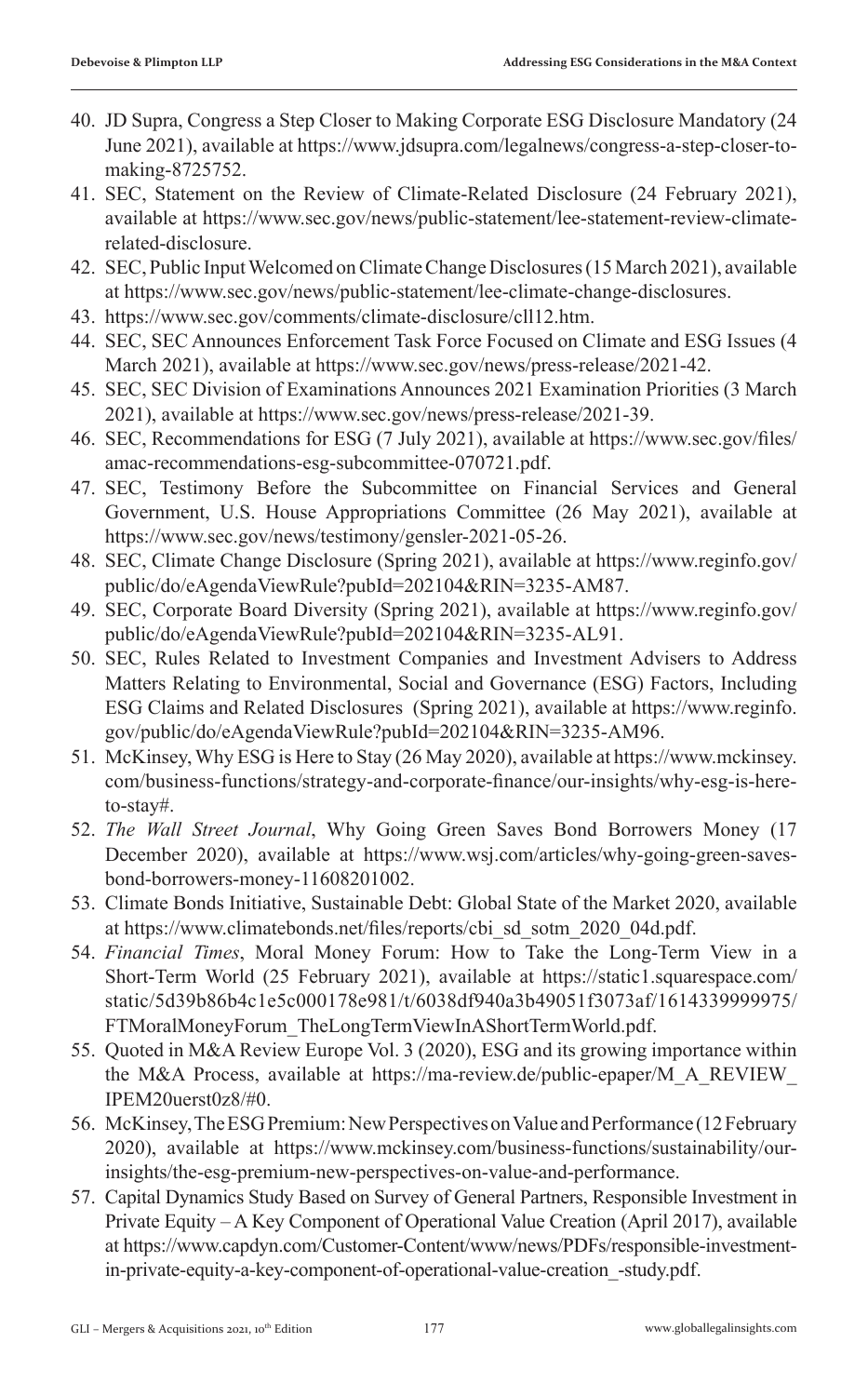40. JD Supra, Congress a Step Closer to Making Corporate ESG Disclosure Mandatory (24 June 2021), available at https://www.jdsupra.com/legalnews/congress-a-step-closer-to-making-8725752.
41. SEC, Statement on the Review of Climate-Related Disclosure (24 February 2021), available at https://www.sec.gov/news/public-statement/lee-statement-review-climate-related-disclosure.
42. SEC, Public Input Welcomed on Climate Change Disclosures (15 March 2021), available at https://www.sec.gov/news/public-statement/lee-climate-change-disclosures.
43. https://www.sec.gov/comments/climate-disclosure/cll12.htm.
44. SEC, SEC Announces Enforcement Task Force Focused on Climate and ESG Issues (4 March 2021), available at https://www.sec.gov/news/press-release/2021-42.
45. SEC, SEC Division of Examinations Announces 2021 Examination Priorities (3 March 2021), available at https://www.sec.gov/news/press-release/2021-39.
46. SEC, Recommendations for ESG (7 July 2021), available at https://www.sec.gov/files/amac-recommendations-esg-subcommittee-070721.pdf.
47. SEC, Testimony Before the Subcommittee on Financial Services and General Government, U.S. House Appropriations Committee (26 May 2021), available at https://www.sec.gov/news/testimony/gensler-2021-05-26.
48. SEC, Climate Change Disclosure (Spring 2021), available at https://www.reginfo.gov/public/do/eAgendaViewRule?pubId=202104&RIN=3235-AM87.
49. SEC, Corporate Board Diversity (Spring 2021), available at https://www.reginfo.gov/public/do/eAgendaViewRule?pubId=202104&RIN=3235-AL91.
50. SEC, Rules Related to Investment Companies and Investment Advisers to Address Matters Relating to Environmental, Social and Governance (ESG) Factors, Including ESG Claims and Related Disclosures (Spring 2021), available at https://www.reginfo.gov/public/do/eAgendaViewRule?pubId=202104&RIN=3235-AM96.
51. McKinsey, Why ESG is Here to Stay (26 May 2020), available at https://www.mckinsey.com/business-functions/strategy-and-corporate-finance/our-insights/why-esg-is-here-to-stay#.
52. *The Wall Street Journal*, Why Going Green Saves Bond Borrowers Money (17 December 2020), available at https://www.wsj.com/articles/why-going-green-saves-bond-borrowers-money-11608201002.
53. Climate Bonds Initiative, Sustainable Debt: Global State of the Market 2020, available at https://www.climatebonds.net/files/reports/cbi_sd_sotm_2020_04d.pdf.
54. *Financial Times*, Moral Money Forum: How to Take the Long-Term View in a Short-Term World (25 February 2021), available at https://static1.squarespace.com/static/5d39b86b4c1e5c000178e981/t/6038df940a3b49051f3073af/1614339999975/FTMoralMoneyForum_TheLongTermViewInAShortTermWorld.pdf.
55. Quoted in M&A Review Europe Vol. 3 (2020), ESG and its growing importance within the M&A Process, available at https://ma-review.de/public-epaper/M_A_REVIEW_IPEM20uerst0z8/#0.
56. McKinsey, The ESG Premium: New Perspectives on Value and Performance (12 February 2020), available at https://www.mckinsey.com/business-functions/sustainability/our-insights/the-esg-premium-new-perspectives-on-value-and-performance.
57. Capital Dynamics Study Based on Survey of General Partners, Responsible Investment in Private Equity – A Key Component of Operational Value Creation (April 2017), available at https://www.capdyn.com/Customer-Content/www/news/PDFs/responsible-investment-in-private-equity-a-key-component-of-operational-value-creation_-study.pdf.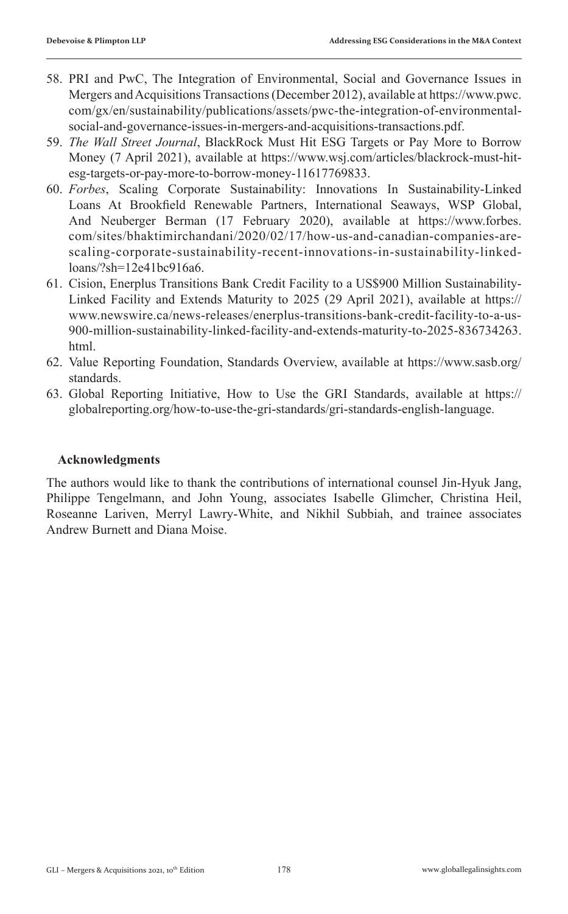58. PRI and PwC, The Integration of Environmental, Social and Governance Issues in Mergers and Acquisitions Transactions (December 2012), available at https://www.pwc.com/gx/en/sustainability/publications/assets/pwc-the-integration-of-environmental-social-and-governance-issues-in-mergers-and-acquisitions-transactions.pdf.
59. *The Wall Street Journal*, BlackRock Must Hit ESG Targets or Pay More to Borrow Money (7 April 2021), available at https://www.wsj.com/articles/blackrock-must-hit-esg-targets-or-pay-more-to-borrow-money-11617769833.
60. *Forbes*, Scaling Corporate Sustainability: Innovations In Sustainability-Linked Loans At Brookfield Renewable Partners, International Seaways, WSP Global, And Neuberger Berman (17 February 2020), available at https://www.forbes.com/sites/bhaktimirchandani/2020/02/17/how-us-and-canadian-companies-are-scaling-corporate-sustainability-recent-innovations-in-sustainability-linked-loans/?sh=12e41bc916a6.
61. Cision, Enerplus Transitions Bank Credit Facility to a US$900 Million Sustainability-Linked Facility and Extends Maturity to 2025 (29 April 2021), available at https://www.newswire.ca/news-releases/enerplus-transitions-bank-credit-facility-to-a-us-900-million-sustainability-linked-facility-and-extends-maturity-to-2025-836734263.html.
62. Value Reporting Foundation, Standards Overview, available at https://www.sasb.org/standards.
63. Global Reporting Initiative, How to Use the GRI Standards, available at https://globalreporting.org/how-to-use-the-gri-standards/gri-standards-english-language.

**Acknowledgments**

The authors would like to thank the contributions of international counsel Jin-Hyuk Jang, Philippe Tengelmann, and John Young, associates Isabelle Glimcher, Christina Heil, Roseanne Lariven, Merryl Lawry-White, and Nikhil Subbiah, and trainee associates Andrew Burnett and Diana Moise.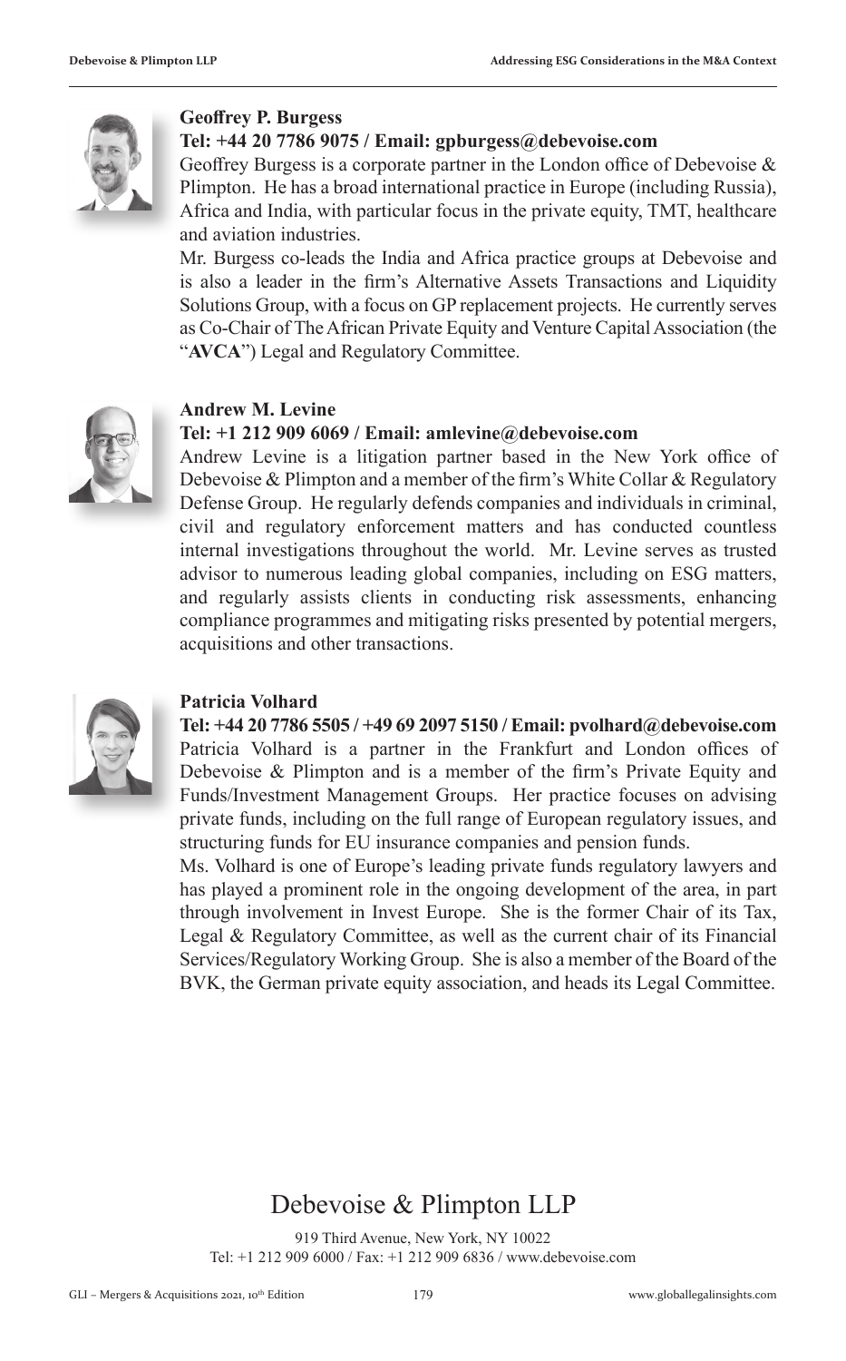**Geoffrey P. Burgess**

**Tel: +44 20 7786 9075 / Email: gpburgess@debevoise.com**

Geoffrey Burgess is a corporate partner in the London office of Debevoise & Plimpton. He has a broad international practice in Europe (including Russia), Africa and India, with particular focus in the private equity, TMT, healthcare and aviation industries.

Mr. Burgess co-leads the India and Africa practice groups at Debevoise and is also a leader in the firm's Alternative Assets Transactions and Liquidity Solutions Group, with a focus on GP replacement projects. He currently serves as Co-Chair of The African Private Equity and Venture Capital Association (the "**AVCA**") Legal and Regulatory Committee.

**Andrew M. Levine**

**Tel: +1 212 909 6069 / Email: amlevine@debevoise.com**

Andrew Levine is a litigation partner based in the New York office of Debevoise & Plimpton and a member of the firm's White Collar & Regulatory Defense Group. He regularly defends companies and individuals in criminal, civil and regulatory enforcement matters and has conducted countless internal investigations throughout the world. Mr. Levine serves as trusted advisor to numerous leading global companies, including on ESG matters, and regularly assists clients in conducting risk assessments, enhancing compliance programmes and mitigating risks presented by potential mergers, acquisitions and other transactions.

**Patricia Volhard**

**Tel: +44 20 7786 5505 / +49 69 2097 5150 / Email: pvolhard@debevoise.com**

Patricia Volhard is a partner in the Frankfurt and London offices of Debevoise & Plimpton and is a member of the firm's Private Equity and Funds/Investment Management Groups. Her practice focuses on advising private funds, including on the full range of European regulatory issues, and structuring funds for EU insurance companies and pension funds.

Ms. Volhard is one of Europe's leading private funds regulatory lawyers and has played a prominent role in the ongoing development of the area, in part through involvement in Invest Europe. She is the former Chair of its Tax, Legal & Regulatory Committee, as well as the current chair of its Financial Services/Regulatory Working Group. She is also a member of the Board of the BVK, the German private equity association, and heads its Legal Committee.

## Debevoise & Plimpton LLP

919 Third Avenue, New York, NY 10022
Tel: +1 212 909 6000 / Fax: +1 212 909 6836 / www.debevoise.com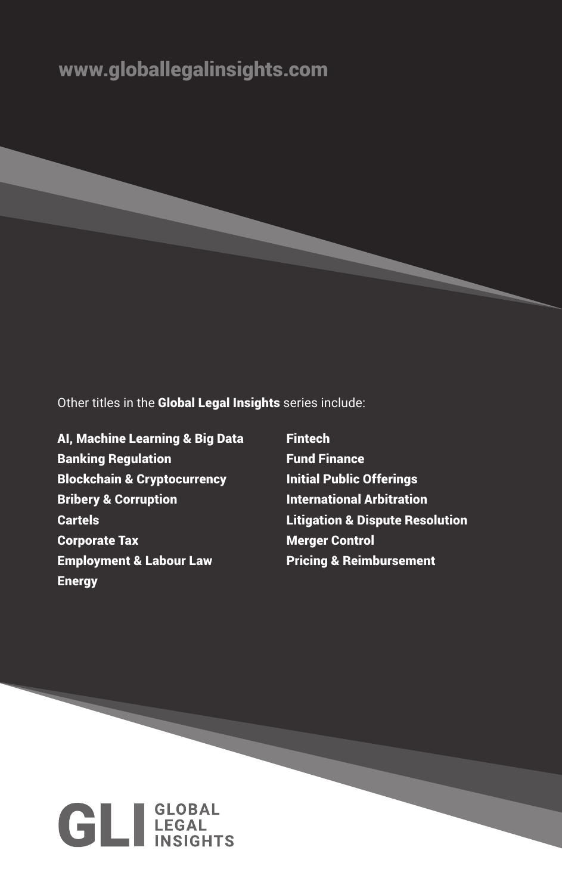www.globallegalinsights.com

Other titles in the **Global Legal Insights** series include:

**AI, Machine Learning & Big Data**
**Banking Regulation**
**Blockchain & Cryptocurrency**
**Bribery & Corruption**
**Cartels**
**Corporate Tax**
**Employment & Labour Law**
**Energy**
**Fintech**
**Fund Finance**
**Initial Public Offerings**
**International Arbitration**
**Litigation & Dispute Resolution**
**Merger Control**
**Pricing & Reimbursement**

GLI GLOBAL LEGAL INSIGHTS